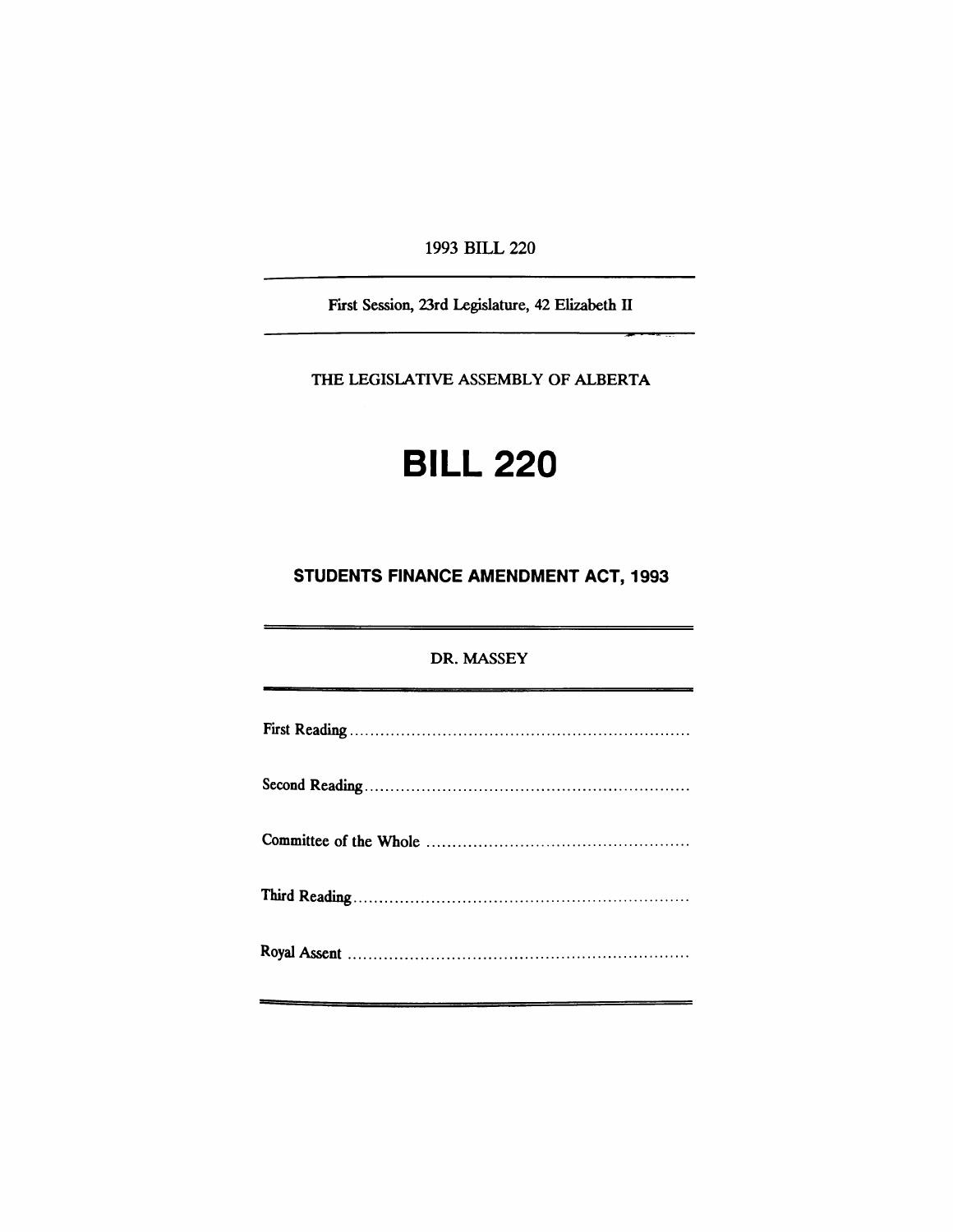1993 BILL 220

---

First Session, 23rd Legislature, 42 Elizabeth II

---

THE LEGISLATIVE ASSEMBLY OF ALBERTA

# BILL 220

## STUDENTS FINANCE AMENDMENT ACT, 1993

---

DR. MASSEY

---

First Reading ..................................................................

Second Reading ..............................................................

Committee of the Whole ..................................................

Third Reading ................................................................

Royal Assent ..................................................................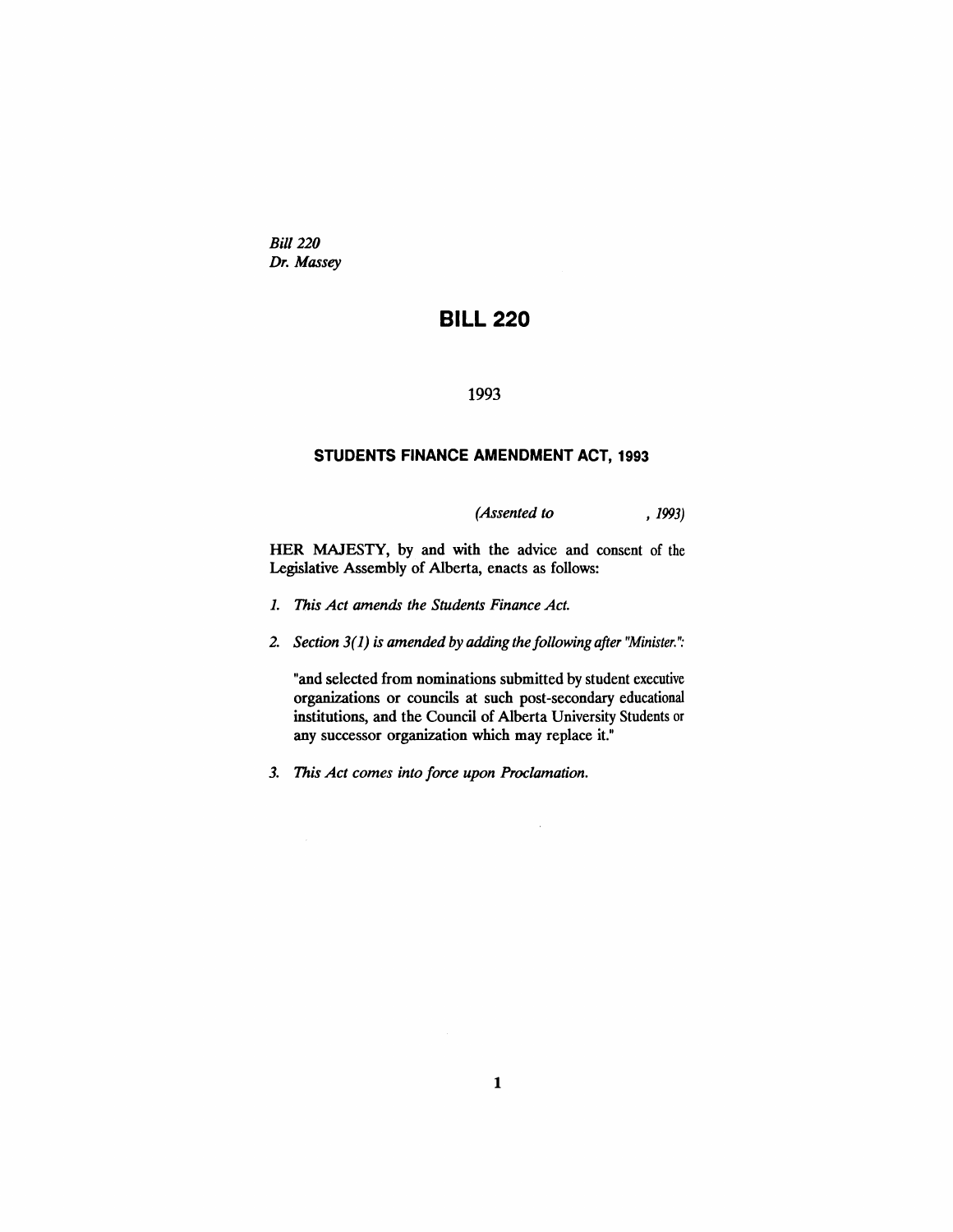*Bill 220*
*Dr. Massey*

# BILL 220

1993

## STUDENTS FINANCE AMENDMENT ACT, 1993

*(Assented to , 1993)*

HER MAJESTY, by and with the advice and consent of the Legislative Assembly of Alberta, enacts as follows:

*1. This Act amends the Students Finance Act.*

*2. Section 3(1) is amended by adding the following after "Minister.":*

"and selected from nominations submitted by student executive organizations or councils at such post-secondary educational institutions, and the Council of Alberta University Students or any successor organization which may replace it."

*3. This Act comes into force upon Proclamation.*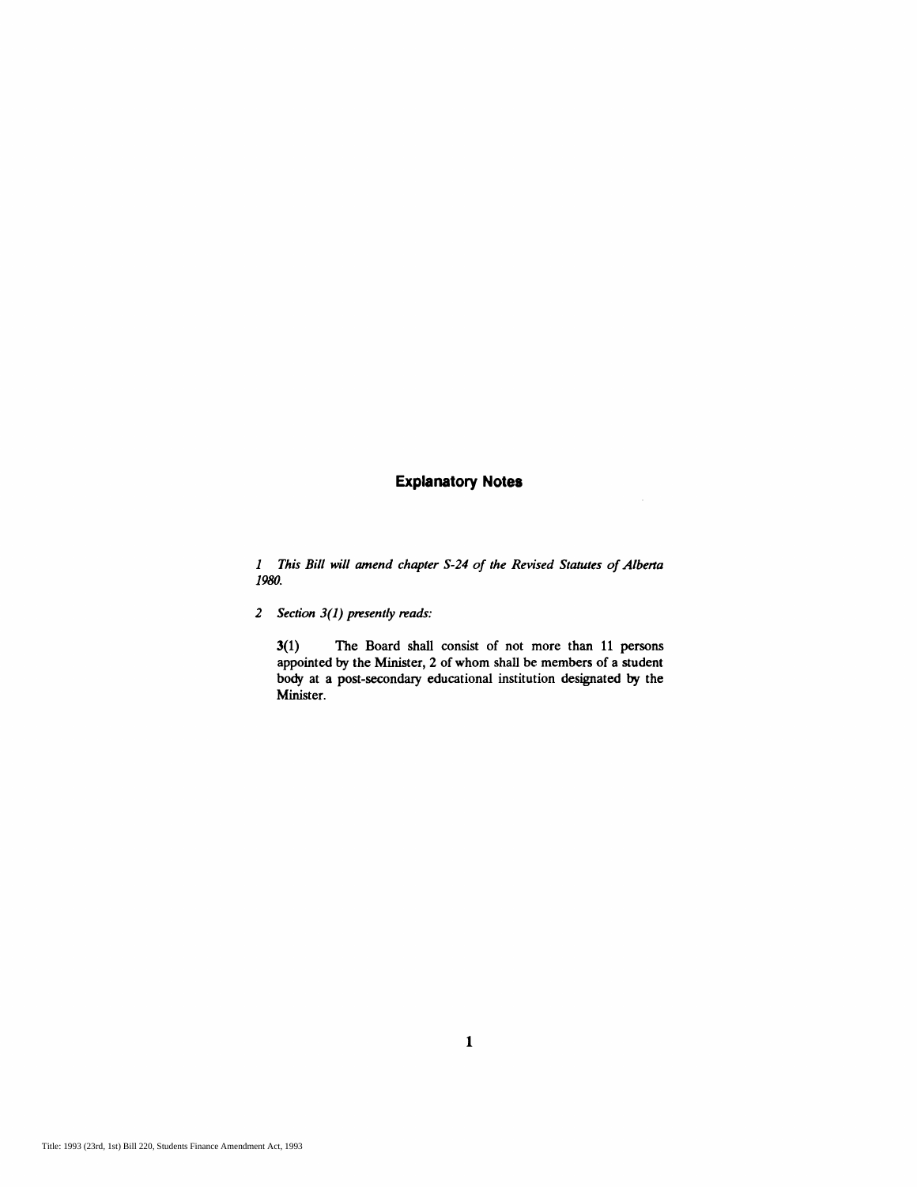## Explanatory Notes

*1 This Bill will amend chapter S-24 of the Revised Statutes of Alberta 1980.*

*2 Section 3(1) presently reads:*

**3**(1) The Board shall consist of not more than 11 persons appointed by the Minister, 2 of whom shall be members of a student body at a post-secondary educational institution designated by the Minister.